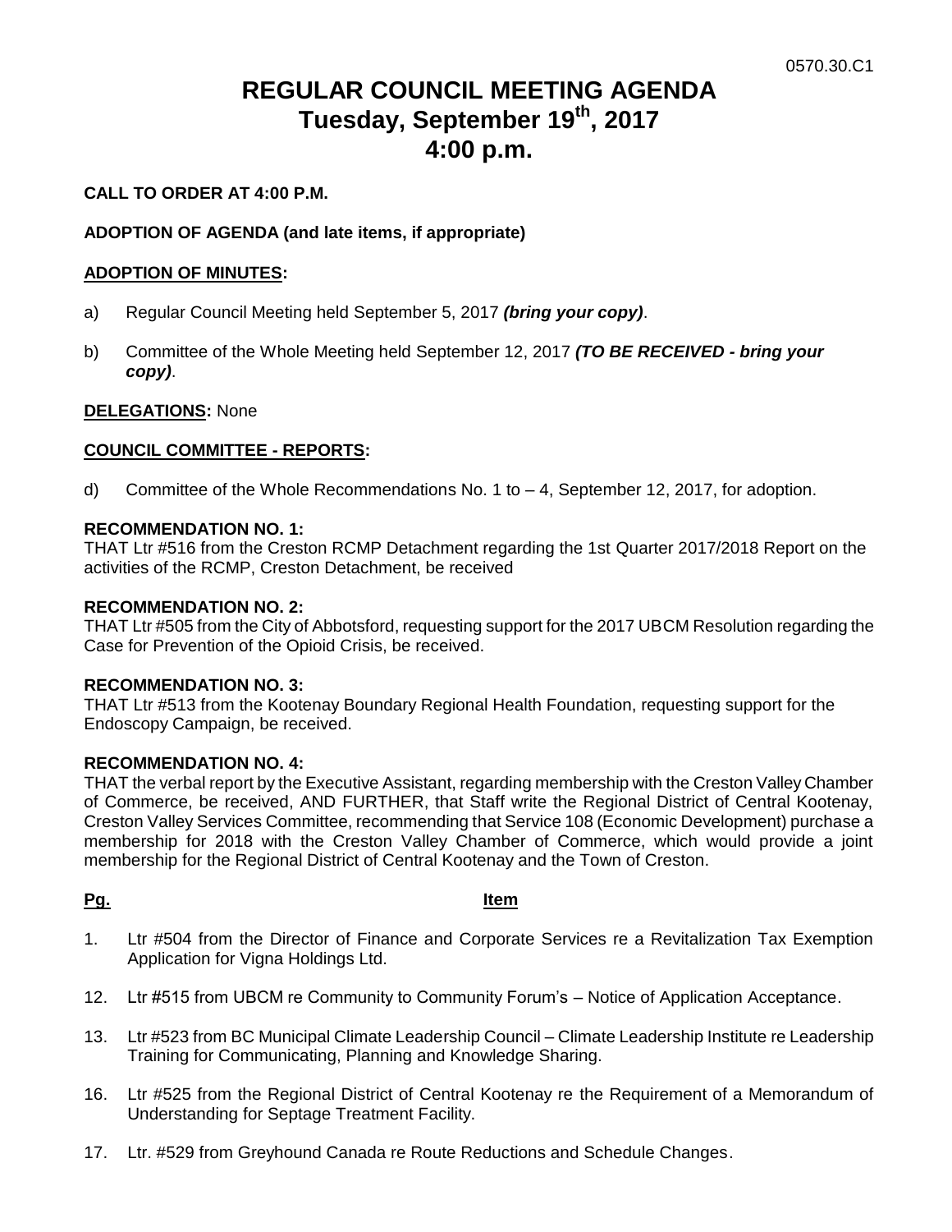0570.30.C1

# REGULAR COUNCIL MEETING AGENDA
## Tuesday, September 19th, 2017
## 4:00 p.m.

**CALL TO ORDER AT 4:00 P.M.**

**ADOPTION OF AGENDA (and late items, if appropriate)**

**ADOPTION OF MINUTES:**

a) Regular Council Meeting held September 5, 2017 ***(bring your copy)***.

b) Committee of the Whole Meeting held September 12, 2017 ***(TO BE RECEIVED - bring your copy)***.

**DELEGATIONS:** None

**COUNCIL COMMITTEE - REPORTS:**

d) Committee of the Whole Recommendations No. 1 to – 4, September 12, 2017, for adoption.

**RECOMMENDATION NO. 1:**
THAT Ltr #516 from the Creston RCMP Detachment regarding the 1st Quarter 2017/2018 Report on the activities of the RCMP, Creston Detachment, be received

**RECOMMENDATION NO. 2:**
THAT Ltr #505 from the City of Abbotsford, requesting support for the 2017 UBCM Resolution regarding the Case for Prevention of the Opioid Crisis, be received.

**RECOMMENDATION NO. 3:**
THAT Ltr #513 from the Kootenay Boundary Regional Health Foundation, requesting support for the Endoscopy Campaign, be received.

**RECOMMENDATION NO. 4:**
THAT the verbal report by the Executive Assistant, regarding membership with the Creston Valley Chamber of Commerce, be received, AND FURTHER, that Staff write the Regional District of Central Kootenay, Creston Valley Services Committee, recommending that Service 108 (Economic Development) purchase a membership for 2018 with the Creston Valley Chamber of Commerce, which would provide a joint membership for the Regional District of Central Kootenay and the Town of Creston.

| Pg. | Item |
|---|---|
| 1. | Ltr #504 from the Director of Finance and Corporate Services re a Revitalization Tax Exemption Application for Vigna Holdings Ltd. |
| 12. | Ltr #515 from UBCM re Community to Community Forum's – Notice of Application Acceptance. |
| 13. | Ltr #523 from BC Municipal Climate Leadership Council – Climate Leadership Institute re Leadership Training for Communicating, Planning and Knowledge Sharing. |
| 16. | Ltr #525 from the Regional District of Central Kootenay re the Requirement of a Memorandum of Understanding for Septage Treatment Facility. |
| 17. | Ltr. #529 from Greyhound Canada re Route Reductions and Schedule Changes. |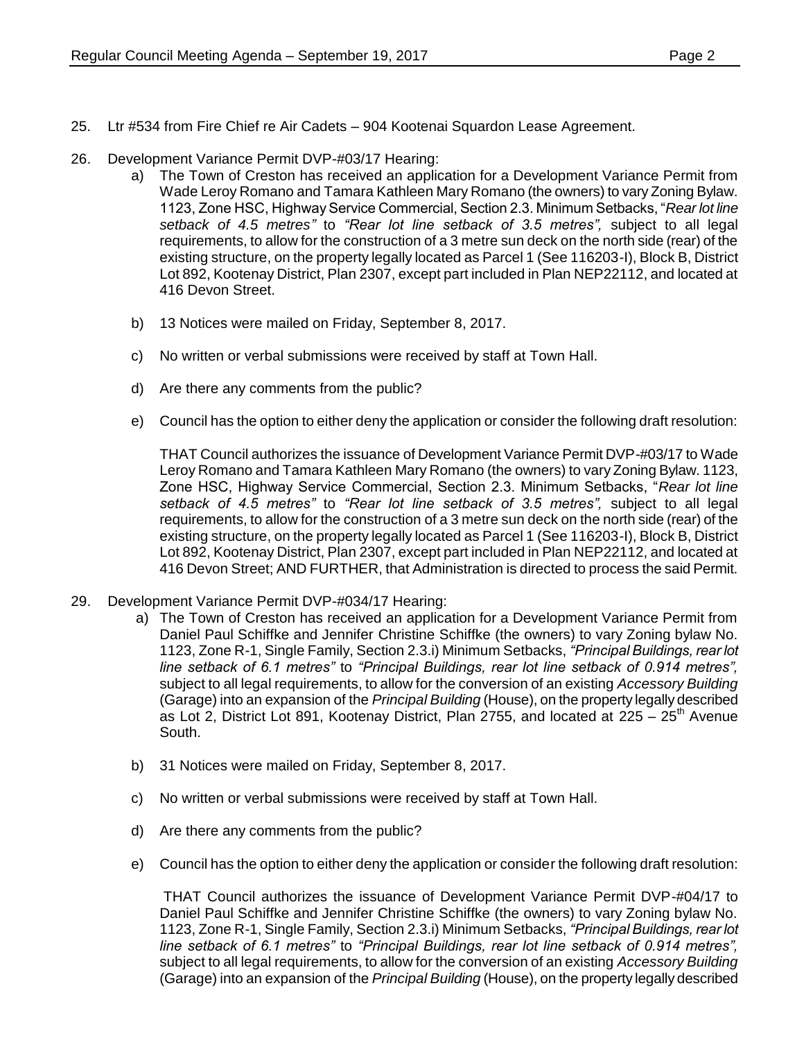25. Ltr #534 from Fire Chief re Air Cadets – 904 Kootenai Squardon Lease Agreement.

26. Development Variance Permit DVP-#03/17 Hearing:
    a) The Town of Creston has received an application for a Development Variance Permit from Wade Leroy Romano and Tamara Kathleen Mary Romano (the owners) to vary Zoning Bylaw. 1123, Zone HSC, Highway Service Commercial, Section 2.3. Minimum Setbacks, "*Rear lot line setback of 4.5 metres"* to *"Rear lot line setback of 3.5 metres",* subject to all legal requirements, to allow for the construction of a 3 metre sun deck on the north side (rear) of the existing structure, on the property legally located as Parcel 1 (See 116203-I), Block B, District Lot 892, Kootenay District, Plan 2307, except part included in Plan NEP22112, and located at 416 Devon Street.

    b) 13 Notices were mailed on Friday, September 8, 2017.

    c) No written or verbal submissions were received by staff at Town Hall.

    d) Are there any comments from the public?

    e) Council has the option to either deny the application or consider the following draft resolution:

       THAT Council authorizes the issuance of Development Variance Permit DVP-#03/17 to Wade Leroy Romano and Tamara Kathleen Mary Romano (the owners) to vary Zoning Bylaw. 1123, Zone HSC, Highway Service Commercial, Section 2.3. Minimum Setbacks, "*Rear lot line setback of 4.5 metres"* to *"Rear lot line setback of 3.5 metres",* subject to all legal requirements, to allow for the construction of a 3 metre sun deck on the north side (rear) of the existing structure, on the property legally located as Parcel 1 (See 116203-I), Block B, District Lot 892, Kootenay District, Plan 2307, except part included in Plan NEP22112, and located at 416 Devon Street; AND FURTHER, that Administration is directed to process the said Permit.

29. Development Variance Permit DVP-#034/17 Hearing:
    a) The Town of Creston has received an application for a Development Variance Permit from Daniel Paul Schiffke and Jennifer Christine Schiffke (the owners) to vary Zoning bylaw No. 1123, Zone R-1, Single Family, Section 2.3.i) Minimum Setbacks, *"Principal Buildings, rear lot line setback of 6.1 metres"* to *"Principal Buildings, rear lot line setback of 0.914 metres",* subject to all legal requirements, to allow for the conversion of an existing *Accessory Building* (Garage) into an expansion of the *Principal Building* (House), on the property legally described as Lot 2, District Lot 891, Kootenay District, Plan 2755, and located at 225 – 25th Avenue South.

    b) 31 Notices were mailed on Friday, September 8, 2017.

    c) No written or verbal submissions were received by staff at Town Hall.

    d) Are there any comments from the public?

    e) Council has the option to either deny the application or consider the following draft resolution:

       THAT Council authorizes the issuance of Development Variance Permit DVP-#04/17 to Daniel Paul Schiffke and Jennifer Christine Schiffke (the owners) to vary Zoning bylaw No. 1123, Zone R-1, Single Family, Section 2.3.i) Minimum Setbacks, *"Principal Buildings, rear lot line setback of 6.1 metres"* to *"Principal Buildings, rear lot line setback of 0.914 metres",* subject to all legal requirements, to allow for the conversion of an existing *Accessory Building* (Garage) into an expansion of the *Principal Building* (House), on the property legally described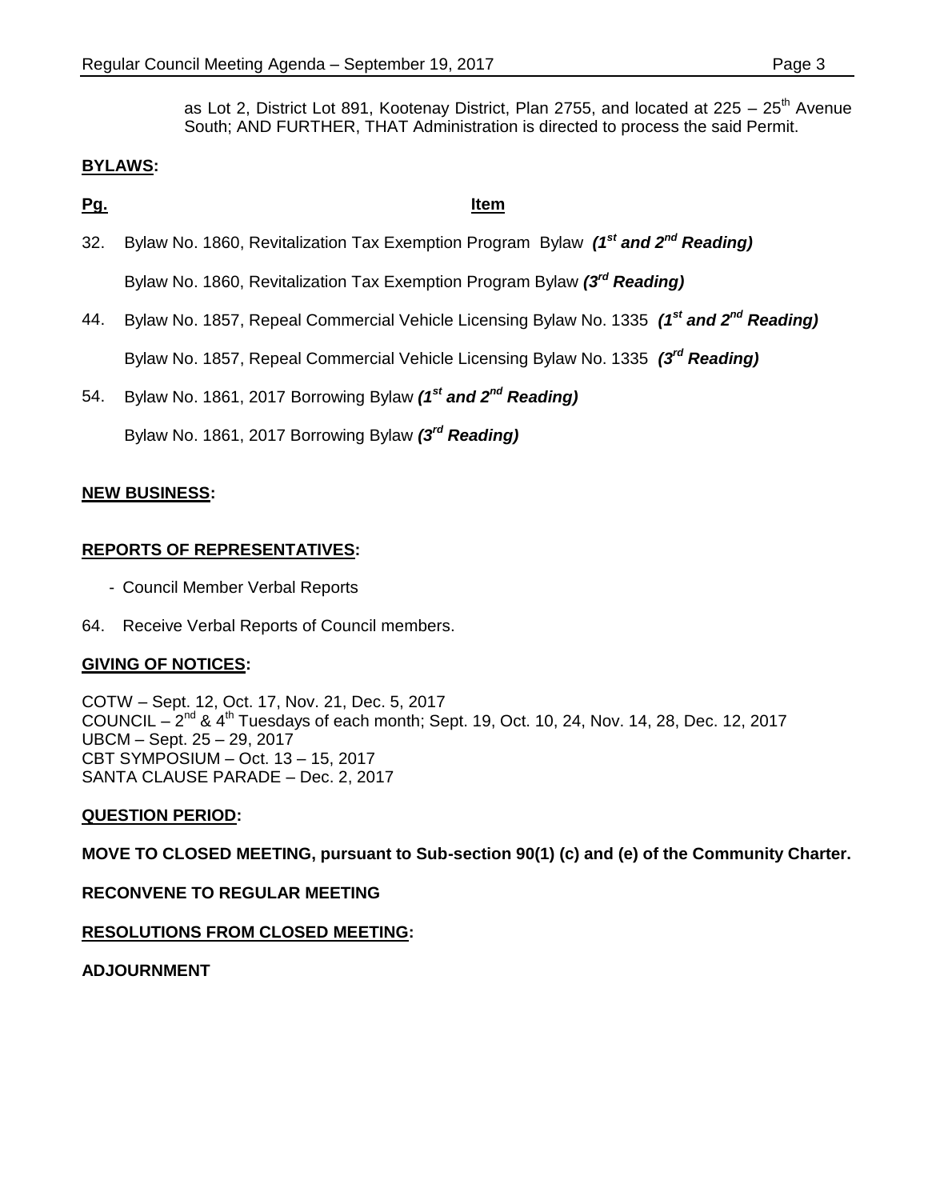as Lot 2, District Lot 891, Kootenay District, Plan 2755, and located at 225 – 25th Avenue South; AND FURTHER, THAT Administration is directed to process the said Permit.

**BYLAWS:**

| **Pg.** | **Item** |
|---|---|
| 32. | Bylaw No. 1860, Revitalization Tax Exemption Program Bylaw ***(1st and 2nd Reading)*** |
| | Bylaw No. 1860, Revitalization Tax Exemption Program Bylaw ***(3rd Reading)*** |
| 44. | Bylaw No. 1857, Repeal Commercial Vehicle Licensing Bylaw No. 1335 ***(1st and 2nd Reading)*** |
| | Bylaw No. 1857, Repeal Commercial Vehicle Licensing Bylaw No. 1335 ***(3rd Reading)*** |
| 54. | Bylaw No. 1861, 2017 Borrowing Bylaw ***(1st and 2nd Reading)*** |
| | Bylaw No. 1861, 2017 Borrowing Bylaw ***(3rd Reading)*** |

**NEW BUSINESS:**

**REPORTS OF REPRESENTATIVES:**

- Council Member Verbal Reports

64. Receive Verbal Reports of Council members.

**GIVING OF NOTICES:**

COTW – Sept. 12, Oct. 17, Nov. 21, Dec. 5, 2017
COUNCIL – 2nd & 4th Tuesdays of each month; Sept. 19, Oct. 10, 24, Nov. 14, 28, Dec. 12, 2017
UBCM – Sept. 25 – 29, 2017
CBT SYMPOSIUM – Oct. 13 – 15, 2017
SANTA CLAUSE PARADE – Dec. 2, 2017

**QUESTION PERIOD:**

**MOVE TO CLOSED MEETING, pursuant to Sub-section 90(1) (c) and (e) of the Community Charter.**

**RECONVENE TO REGULAR MEETING**

**RESOLUTIONS FROM CLOSED MEETING:**

**ADJOURNMENT**